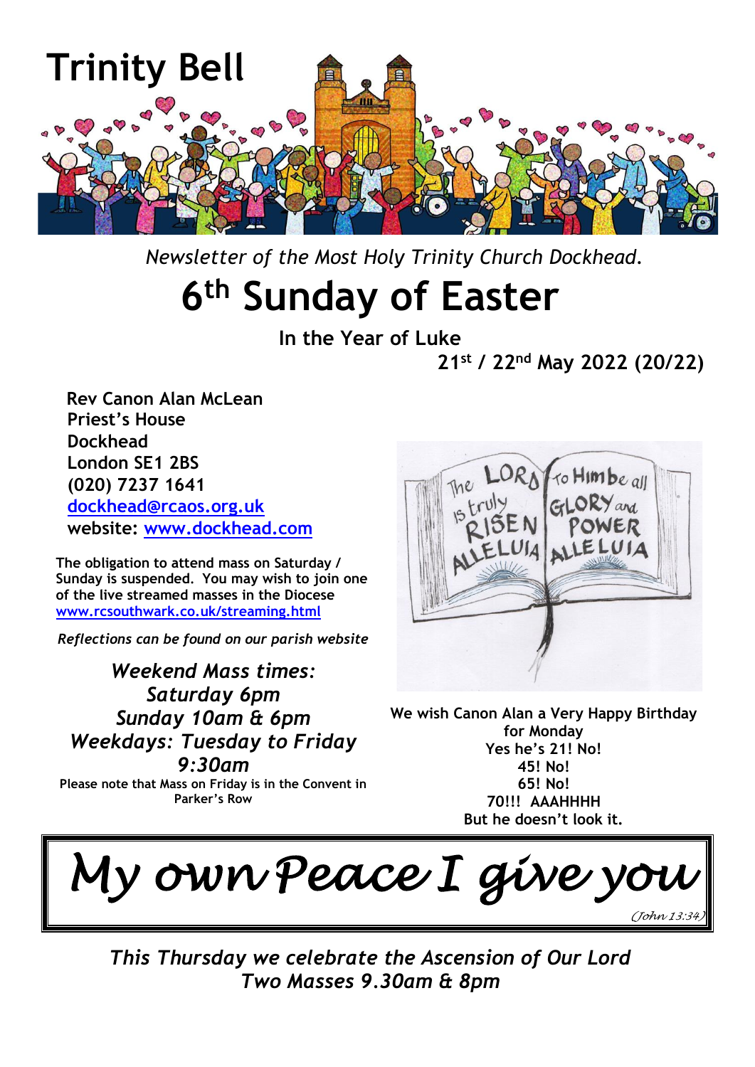# Trinity Bell

*Newsletter of the Most Holy Trinity Church Dockhead.*

# 6th Sunday of Easter

**In the Year of Luke**

**21st / 22nd May 2022 (20/22)**

**Rev Canon Alan McLean**
**Priest's House**
**Dockhead**
**London SE1 2BS**
**(020) 7237 1641**
**[dockhead@rcaos.org.uk](mailto:dockhead@rcaos.org.uk)**
**website: [www.dockhead.com](http://www.dockhead.com)**

**The obligation to attend mass on Saturday / Sunday is suspended. You may wish to join one of the live streamed masses in the Diocese [www.rcsouthwark.co.uk/streaming.html](http://www.rcsouthwark.co.uk/streaming.html)**

***Reflections can be found on our parish website***

***Weekend Mass times:***
***Saturday 6pm***
***Sunday 10am & 6pm***
***Weekdays: Tuesday to Friday 9:30am***

**Please note that Mass on Friday is in the Convent in Parker's Row**

The LORD is truly RISEN ALLELUIA
To Him be all GLORY and POWER ALLELUIA

**We wish Canon Alan a Very Happy Birthday for Monday**
**Yes he's 21! No!**
**45! No!**
**65! No!**
**70!!! AAAHHHH**
**But he doesn't look it.**

*My own Peace I give you*

*(John 13:34)*

***This Thursday we celebrate the Ascension of Our Lord***
***Two Masses 9.30am & 8pm***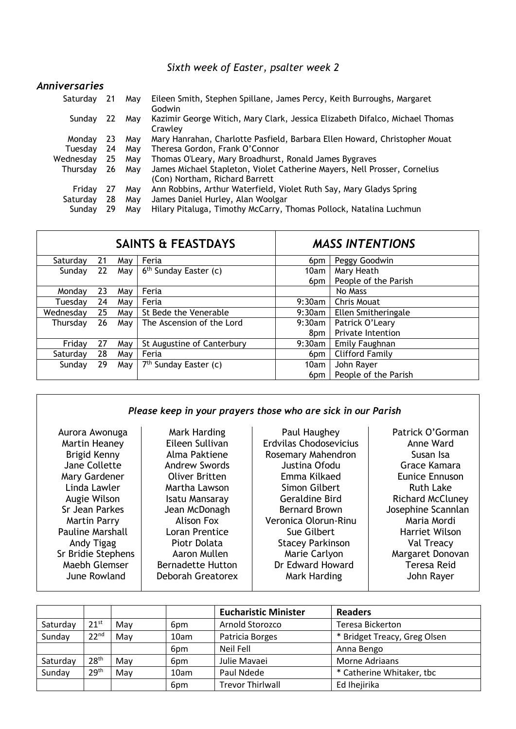*Sixth week of Easter, psalter week 2*

## *Anniversaries*

| | | | |
|---|---|---|---|
| Saturday | 21 | May | Eileen Smith, Stephen Spillane, James Percy, Keith Burroughs, Margaret Godwin |
| Sunday | 22 | May | Kazimir George Witich, Mary Clark, Jessica Elizabeth Difalco, Michael Thomas Crawley |
| Monday | 23 | May | Mary Hanrahan, Charlotte Pasfield, Barbara Ellen Howard, Christopher Mouat |
| Tuesday | 24 | May | Theresa Gordon, Frank O'Connor |
| Wednesday | 25 | May | Thomas O'Leary, Mary Broadhurst, Ronald James Bygraves |
| Thursday | 26 | May | James Michael Stapleton, Violet Catherine Mayers, Nell Prosser, Cornelius (Con) Northam, Richard Barrett |
| Friday | 27 | May | Ann Robbins, Arthur Waterfield, Violet Ruth Say, Mary Gladys Spring |
| Saturday | 28 | May | James Daniel Hurley, Alan Woolgar |
| Sunday | 29 | May | Hilary Pitaluga, Timothy McCarry, Thomas Pollock, Natalina Luchmun |

| **SAINTS & FEASTDAYS** | | | | ***MASS INTENTIONS*** | |
|---|---|---|---|---|---|
| Saturday | 21 | May | Feria | 6pm | Peggy Goodwin |
| Sunday | 22 | May | 6th Sunday Easter (c) | 10am | Mary Heath |
| | | | | 6pm | People of the Parish |
| Monday | 23 | May | Feria | | No Mass |
| Tuesday | 24 | May | Feria | 9:30am | Chris Mouat |
| Wednesday | 25 | May | St Bede the Venerable | 9:30am | Ellen Smitheringale |
| Thursday | 26 | May | The Ascension of the Lord | 9:30am | Patrick O'Leary |
| | | | | 8pm | Private Intention |
| Friday | 27 | May | St Augustine of Canterbury | 9:30am | Emily Faughnan |
| Saturday | 28 | May | Feria | 6pm | Clifford Family |
| Sunday | 29 | May | 7th Sunday Easter (c) | 10am | John Rayer |
| | | | | 6pm | People of the Parish |

***Please keep in your prayers those who are sick in our Parish***

| | | | |
|---|---|---|---|
| Aurora Awonuga | Mark Harding | Paul Haughey | Patrick O'Gorman |
| Martin Heaney | Eileen Sullivan | Erdvilas Chodosevicius | Anne Ward |
| Brigid Kenny | Alma Paktiene | Rosemary Mahendron | Susan Isa |
| Jane Collette | Andrew Swords | Justina Ofodu | Grace Kamara |
| Mary Gardener | Oliver Britten | Emma Kilkaed | Eunice Ennuson |
| Linda Lawler | Martha Lawson | Simon Gilbert | Ruth Lake |
| Augie Wilson | Isatu Mansaray | Geraldine Bird | Richard McCluney |
| Sr Jean Parkes | Jean McDonagh | Bernard Brown | Josephine Scannlan |
| Martin Parry | Alison Fox | Veronica Olorun-Rinu | Maria Mordi |
| Pauline Marshall | Loran Prentice | Sue Gilbert | Harriet Wilson |
| Andy Tigag | Piotr Dolata | Stacey Parkinson | Val Treacy |
| Sr Bridie Stephens | Aaron Mullen | Marie Carlyon | Margaret Donovan |
| Maebh Glemser | Bernadette Hutton | Dr Edward Howard | Teresa Reid |
| June Rowland | Deborah Greatorex | Mark Harding | John Rayer |

| | | | | **Eucharistic Minister** | **Readers** |
|---|---|---|---|---|---|
| Saturday | 21st | May | 6pm | Arnold Storozco | Teresa Bickerton |
| Sunday | 22nd | May | 10am | Patricia Borges | * Bridget Treacy, Greg Olsen |
| | | | 6pm | Neil Fell | Anna Bengo |
| Saturday | 28th | May | 6pm | Julie Mavaei | Morne Adriaans |
| Sunday | 29th | May | 10am | Paul Ndede | * Catherine Whitaker, tbc |
| | | | 6pm | Trevor Thirlwall | Ed Ihejirika |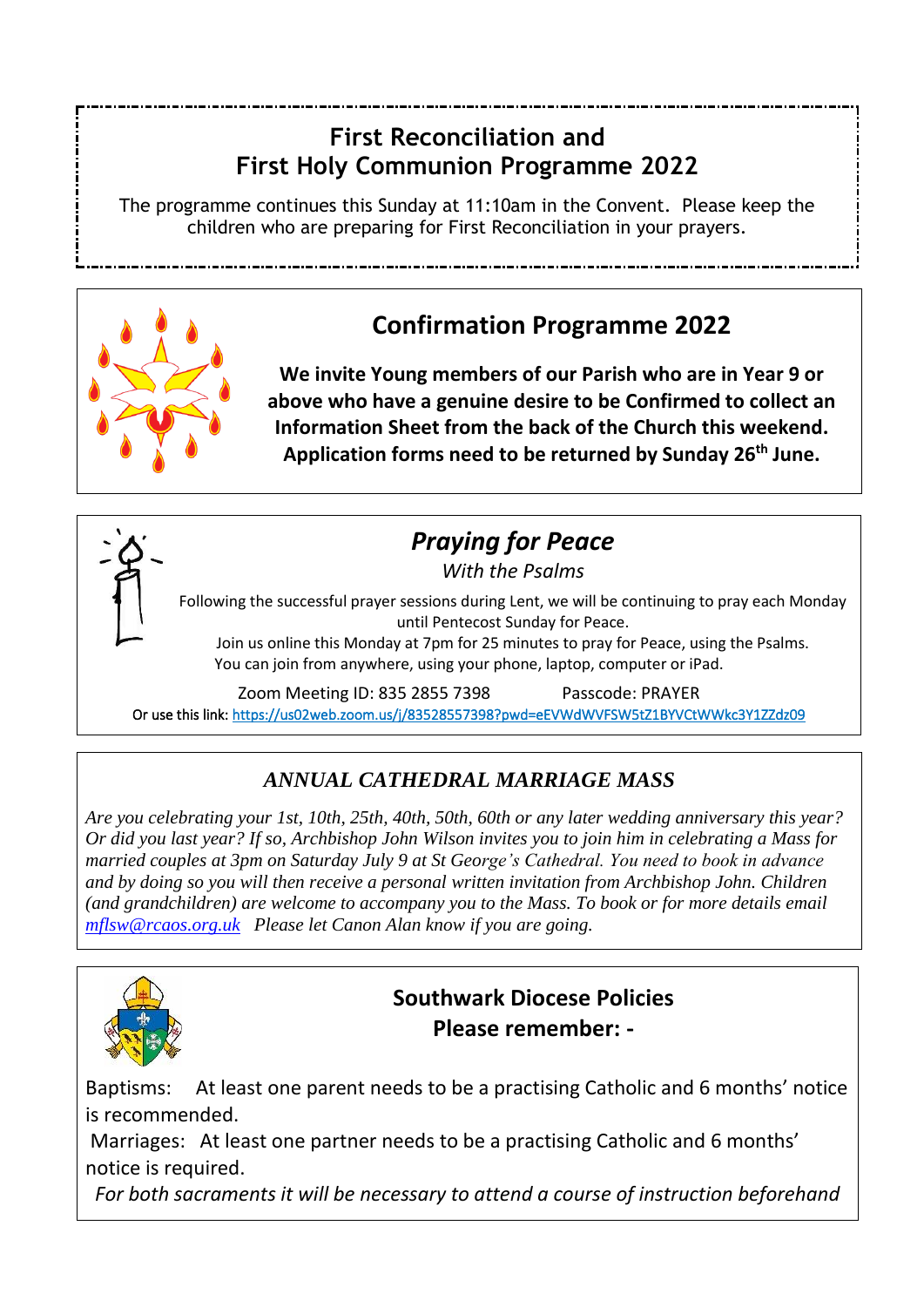## First Reconciliation and First Holy Communion Programme 2022

The programme continues this Sunday at 11:10am in the Convent. Please keep the children who are preparing for First Reconciliation in your prayers.

## Confirmation Programme 2022

**We invite Young members of our Parish who are in Year 9 or above who have a genuine desire to be Confirmed to collect an Information Sheet from the back of the Church this weekend. Application forms need to be returned by Sunday 26th June.**

## *Praying for Peace*

*With the Psalms*

Following the successful prayer sessions during Lent, we will be continuing to pray each Monday until Pentecost Sunday for Peace.

Join us online this Monday at 7pm for 25 minutes to pray for Peace, using the Psalms.
You can join from anywhere, using your phone, laptop, computer or iPad.

Zoom Meeting ID: 835 2855 7398 Passcode: PRAYER

Or use this link: https://us02web.zoom.us/j/83528557398?pwd=eEVWdWVFSW5tZ1BYVCtWWkc3Y1ZZdz09

## *ANNUAL CATHEDRAL MARRIAGE MASS*

*Are you celebrating your 1st, 10th, 25th, 40th, 50th, 60th or any later wedding anniversary this year? Or did you last year? If so, Archbishop John Wilson invites you to join him in celebrating a Mass for married couples at 3pm on Saturday July 9 at St George's Cathedral. You need to book in advance and by doing so you will then receive a personal written invitation from Archbishop John. Children (and grandchildren) are welcome to accompany you to the Mass. To book or for more details email mflsw@rcaos.org.uk Please let Canon Alan know if you are going.*

## Southwark Diocese Policies

**Please remember: -**

Baptisms: At least one parent needs to be a practising Catholic and 6 months' notice is recommended.

Marriages: At least one partner needs to be a practising Catholic and 6 months' notice is required.

*For both sacraments it will be necessary to attend a course of instruction beforehand*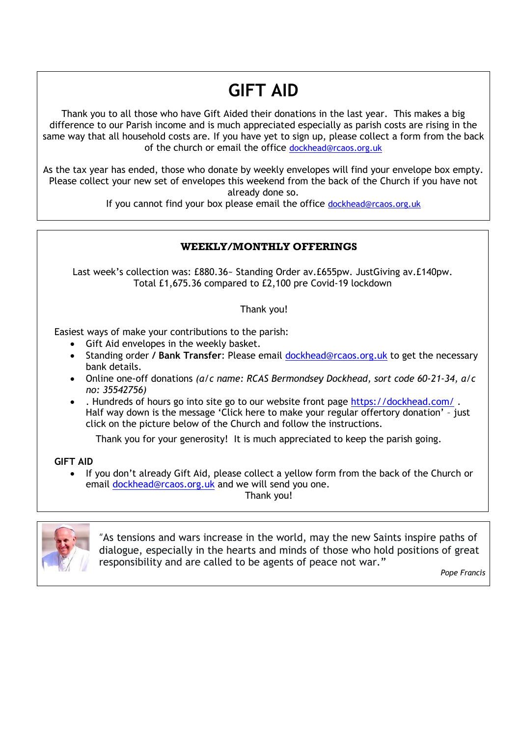# GIFT AID

Thank you to all those who have Gift Aided their donations in the last year. This makes a big difference to our Parish income and is much appreciated especially as parish costs are rising in the same way that all household costs are. If you have yet to sign up, please collect a form from the back of the church or email the office dockhead@rcaos.org.uk

As the tax year has ended, those who donate by weekly envelopes will find your envelope box empty. Please collect your new set of envelopes this weekend from the back of the Church if you have not already done so.

If you cannot find your box please email the office dockhead@rcaos.org.uk

## WEEKLY/MONTHLY OFFERINGS

Last week's collection was: £880.36~ Standing Order av.£655pw. JustGiving av.£140pw.
Total £1,675.36 compared to £2,100 pre Covid-19 lockdown

Thank you!

Easiest ways of make your contributions to the parish:

- Gift Aid envelopes in the weekly basket.
- Standing order **/ Bank Transfer**: Please email dockhead@rcaos.org.uk to get the necessary bank details.
- Online one-off donations *(a/c name: RCAS Bermondsey Dockhead, sort code 60-21-34, a/c no: 35542756)*
- . Hundreds of hours go into site go to our website front page https://dockhead.com/ . Half way down is the message 'Click here to make your regular offertory donation' – just click on the picture below of the Church and follow the instructions.

Thank you for your generosity! It is much appreciated to keep the parish going.

**GIFT AID**

- If you don't already Gift Aid, please collect a yellow form from the back of the Church or email dockhead@rcaos.org.uk and we will send you one.

Thank you!

"As tensions and wars increase in the world, may the new Saints inspire paths of dialogue, especially in the hearts and minds of those who hold positions of great responsibility and are called to be agents of peace not war."

*Pope Francis*